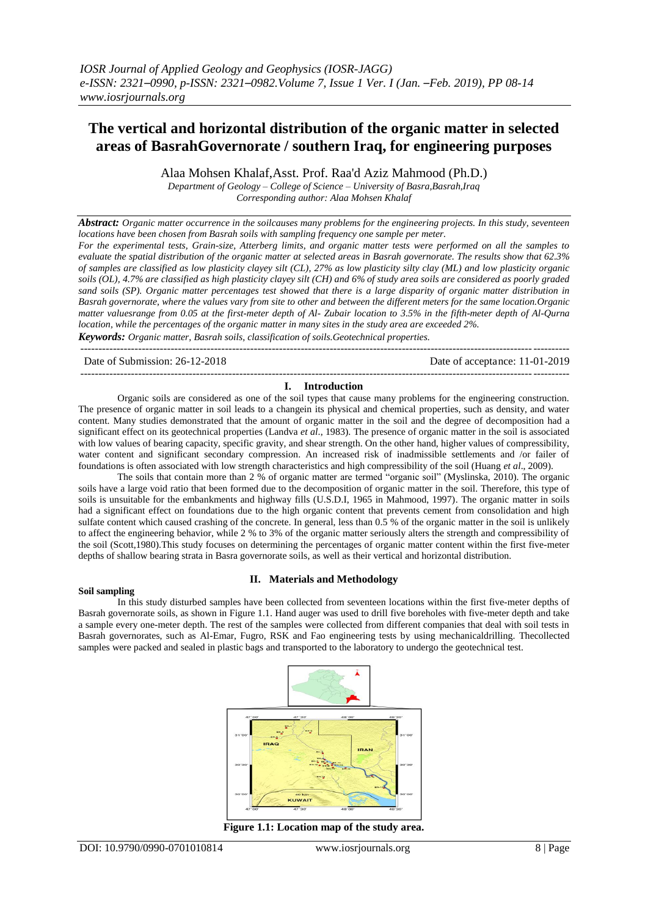# The vertical and horizontal distribution of the organic matter in selected areas of BasrahGovernorate / southern Iraq, for engineering purposes

Alaa Mohsen Khalaf,Asst. Prof. Raa'd Aziz Mahmood (Ph.D.)

*Department of Geology – College of Science – University of Basra,Basrah,Iraq*
*Corresponding author: Alaa Mohsen Khalaf*

***Abstract:*** *Organic matter occurrence in the soilcauses many problems for the engineering projects. In this study, seventeen locations have been chosen from Basrah soils with sampling frequency one sample per meter.*
*For the experimental tests, Grain-size, Atterberg limits, and organic matter tests were performed on all the samples to evaluate the spatial distribution of the organic matter at selected areas in Basrah governorate. The results show that 62.3% of samples are classified as low plasticity clayey silt (CL), 27% as low plasticity silty clay (ML) and low plasticity organic soils (OL), 4.7% are classified as high plasticity clayey silt (CH) and 6% of study area soils are considered as poorly graded sand soils (SP). Organic matter percentages test showed that there is a large disparity of organic matter distribution in Basrah governorate, where the values vary from site to other and between the different meters for the same location.Organic matter valuesrange from 0.05 at the first-meter depth of Al- Zubair location to 3.5% in the fifth-meter depth of Al-Qurna location, while the percentages of the organic matter in many sites in the study area are exceeded 2%.*

***Keywords:*** *Organic matter, Basrah soils, classification of soils.Geotechnical properties.*

Date of Submission: 26-12-2018 Date of acceptance: 11-01-2019

## I. Introduction

Organic soils are considered as one of the soil types that cause many problems for the engineering construction. The presence of organic matter in soil leads to a changein its physical and chemical properties, such as density, and water content. Many studies demonstrated that the amount of organic matter in the soil and the degree of decomposition had a significant effect on its geotechnical properties (Landva *et al*., 1983). The presence of organic matter in the soil is associated with low values of bearing capacity, specific gravity, and shear strength. On the other hand, higher values of compressibility, water content and significant secondary compression. An increased risk of inadmissible settlements and /or failer of foundations is often associated with low strength characteristics and high compressibility of the soil (Huang *et al*., 2009).

The soils that contain more than 2 % of organic matter are termed "organic soil" (Myslinska, 2010). The organic soils have a large void ratio that been formed due to the decomposition of organic matter in the soil. Therefore, this type of soils is unsuitable for the embankments and highway fills (U.S.D.I, 1965 in Mahmood, 1997). The organic matter in soils had a significant effect on foundations due to the high organic content that prevents cement from consolidation and high sulfate content which caused crashing of the concrete. In general, less than 0.5 % of the organic matter in the soil is unlikely to affect the engineering behavior, while 2 % to 3% of the organic matter seriously alters the strength and compressibility of the soil (Scott,1980).This study focuses on determining the percentages of organic matter content within the first five-meter depths of shallow bearing strata in Basra governorate soils, as well as their vertical and horizontal distribution.

## II. Materials and Methodology

**Soil sampling**

In this study disturbed samples have been collected from seventeen locations within the first five-meter depths of Basrah governorate soils, as shown in Figure 1.1. Hand auger was used to drill five boreholes with five-meter depth and take a sample every one-meter depth. The rest of the samples were collected from different companies that deal with soil tests in Basrah governorates, such as Al-Emar, Fugro, RSK and Fao engineering tests by using mechanicaldrilling. Thecollected samples were packed and sealed in plastic bags and transported to the laboratory to undergo the geotechnical test.

**Figure 1.1: Location map of the study area.**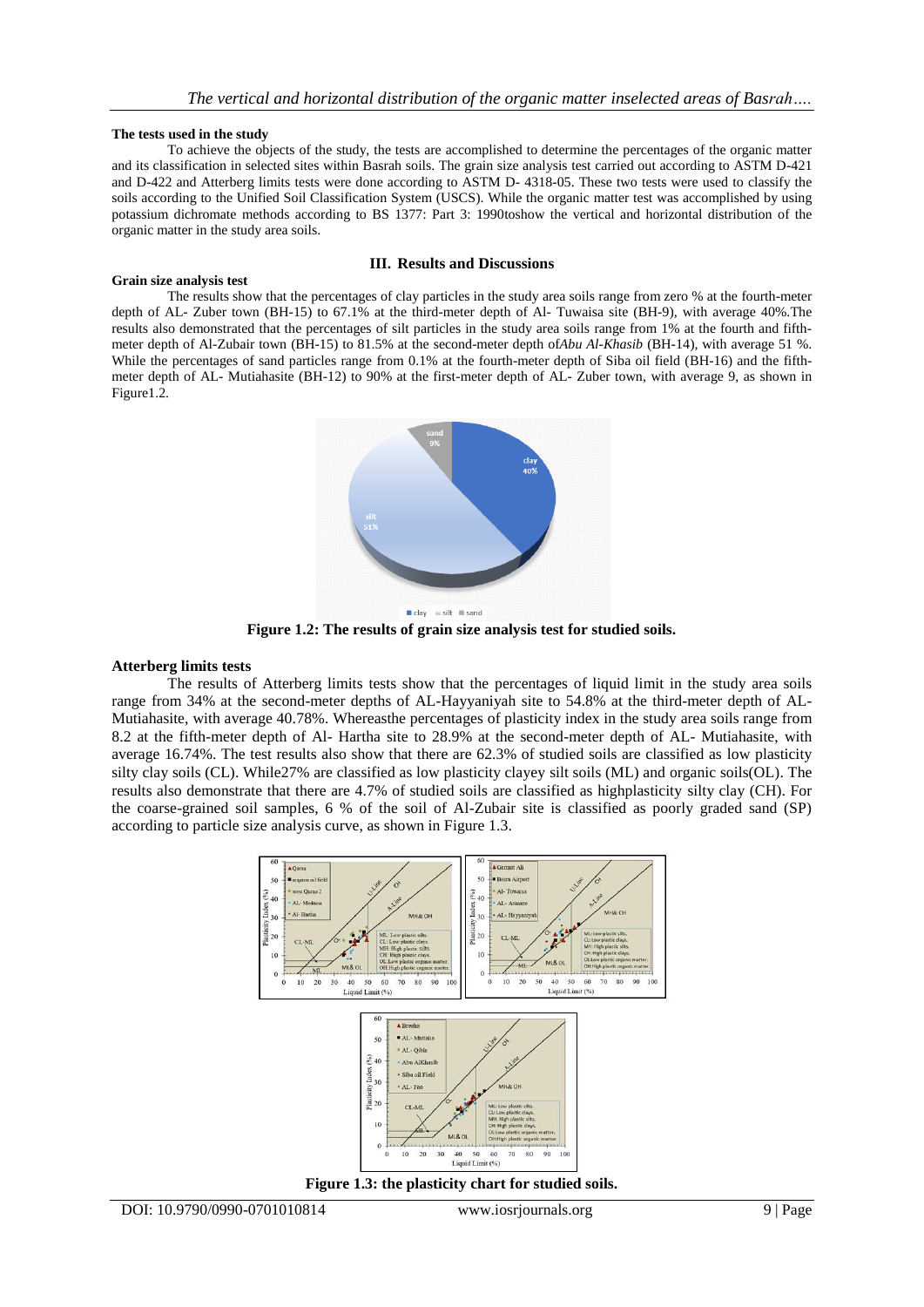**The tests used in the study**

To achieve the objects of the study, the tests are accomplished to determine the percentages of the organic matter and its classification in selected sites within Basrah soils. The grain size analysis test carried out according to ASTM D-421 and D-422 and Atterberg limits tests were done according to ASTM D- 4318-05. These two tests were used to classify the soils according to the Unified Soil Classification System (USCS). While the organic matter test was accomplished by using potassium dichromate methods according to BS 1377: Part 3: 1990toshow the vertical and horizontal distribution of the organic matter in the study area soils.

## III. Results and Discussions

**Grain size analysis test**

The results show that the percentages of clay particles in the study area soils range from zero % at the fourth-meter depth of AL- Zuber town (BH-15) to 67.1% at the third-meter depth of Al- Tuwaisa site (BH-9), with average 40%.The results also demonstrated that the percentages of silt particles in the study area soils range from 1% at the fourth and fifth-meter depth of Al-Zubair town (BH-15) to 81.5% at the second-meter depth of*Abu Al-Khasib* (BH-14), with average 51 %. While the percentages of sand particles range from 0.1% at the fourth-meter depth of Siba oil field (BH-16) and the fifth-meter depth of AL- Mutiahasite (BH-12) to 90% at the first-meter depth of AL- Zuber town, with average 9, as shown in Figure1.2.

**Figure 1.2: The results of grain size analysis test for studied soils.**

**Atterberg limits tests**

The results of Atterberg limits tests show that the percentages of liquid limit in the study area soils range from 34% at the second-meter depths of AL-Hayyaniyah site to 54.8% at the third-meter depth of AL-Mutiahasite, with average 40.78%. Whereasthe percentages of plasticity index in the study area soils range from 8.2 at the fifth-meter depth of Al- Hartha site to 28.9% at the second-meter depth of AL- Mutiahasite, with average 16.74%. The test results also show that there are 62.3% of studied soils are classified as low plasticity silty clay soils (CL). While27% are classified as low plasticity clayey silt soils (ML) and organic soils(OL). The results also demonstrate that there are 4.7% of studied soils are classified as highplasticity silty clay (CH). For the coarse-grained soil samples, 6 % of the soil of Al-Zubair site is classified as poorly graded sand (SP) according to particle size analysis curve, as shown in Figure 1.3.

**Figure 1.3: the plasticity chart for studied soils.**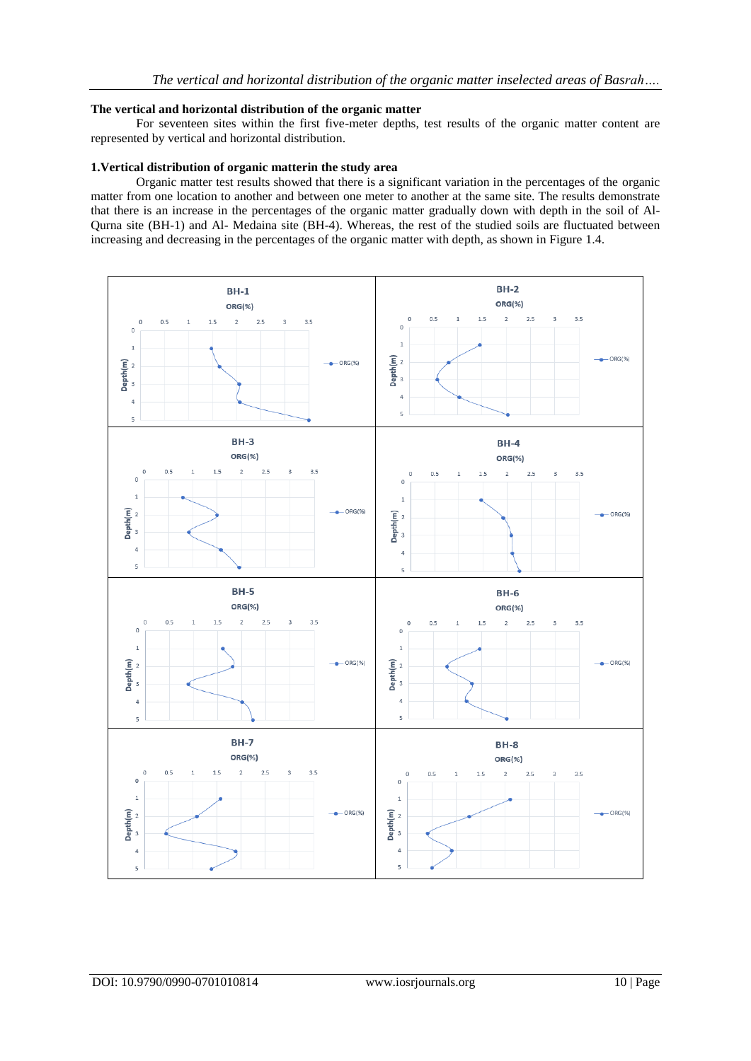## The vertical and horizontal distribution of the organic matter

For seventeen sites within the first five-meter depths, test results of the organic matter content are represented by vertical and horizontal distribution.

### 1.Vertical distribution of organic matterin the study area

Organic matter test results showed that there is a significant variation in the percentages of the organic matter from one location to another and between one meter to another at the same site. The results demonstrate that there is an increase in the percentages of the organic matter gradually down with depth in the soil of Al-Qurna site (BH-1) and Al- Medaina site (BH-4). Whereas, the rest of the studied soils are fluctuated between increasing and decreasing in the percentages of the organic matter with depth, as shown in Figure 1.4.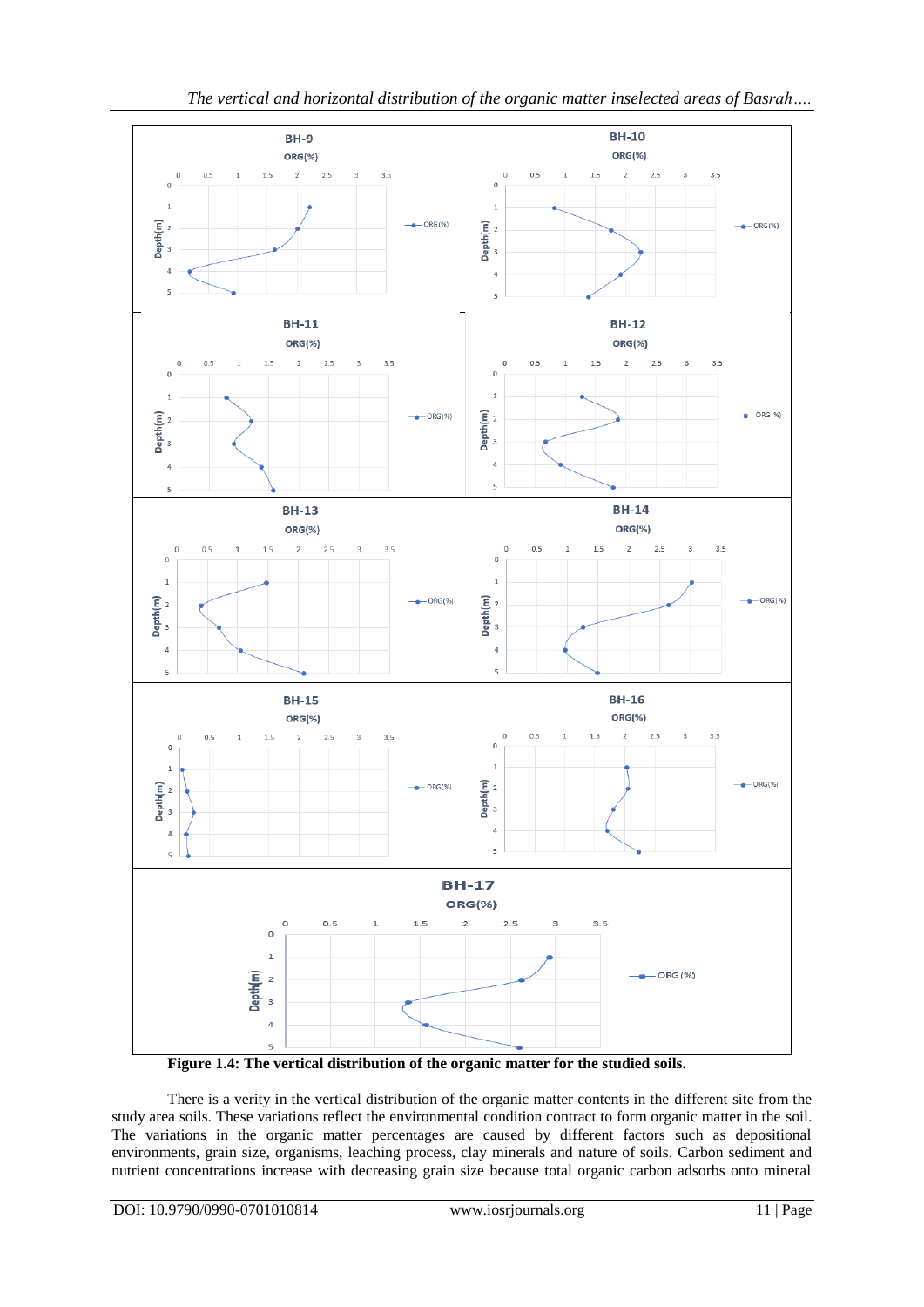**Figure 1.4: The vertical distribution of the organic matter for the studied soils.**

There is a verity in the vertical distribution of the organic matter contents in the different site from the study area soils. These variations reflect the environmental condition contract to form organic matter in the soil. The variations in the organic matter percentages are caused by different factors such as depositional environments, grain size, organisms, leaching process, clay minerals and nature of soils. Carbon sediment and nutrient concentrations increase with decreasing grain size because total organic carbon adsorbs onto mineral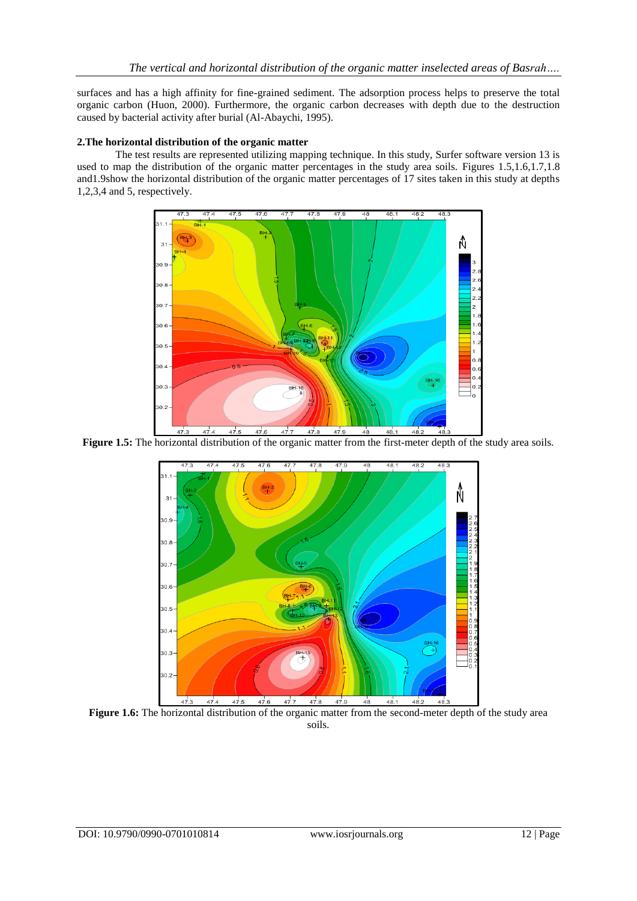surfaces and has a high affinity for fine-grained sediment. The adsorption process helps to preserve the total organic carbon (Huon, 2000). Furthermore, the organic carbon decreases with depth due to the destruction caused by bacterial activity after burial (Al-Abaychi, 1995).

## 2.The horizontal distribution of the organic matter

The test results are represented utilizing mapping technique. In this study, Surfer software version 13 is used to map the distribution of the organic matter percentages in the study area soils. Figures 1.5,1.6,1.7,1.8 and1.9show the horizontal distribution of the organic matter percentages of 17 sites taken in this study at depths 1,2,3,4 and 5, respectively.

**Figure 1.5:** The horizontal distribution of the organic matter from the first-meter depth of the study area soils.

**Figure 1.6:** The horizontal distribution of the organic matter from the second-meter depth of the study area soils.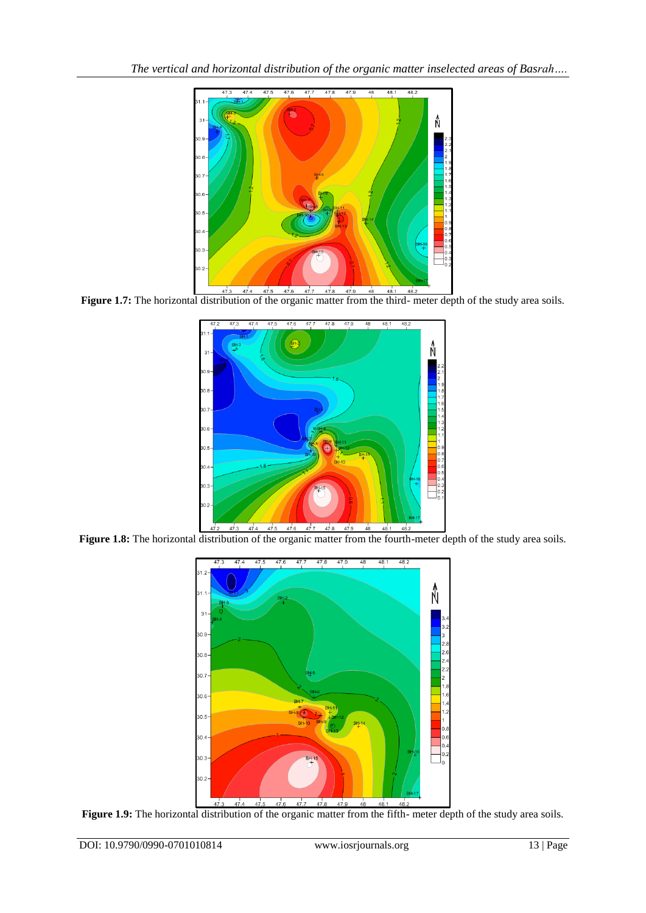**Figure 1.7:** The horizontal distribution of the organic matter from the third- meter depth of the study area soils.

**Figure 1.8:** The horizontal distribution of the organic matter from the fourth-meter depth of the study area soils.

**Figure 1.9:** The horizontal distribution of the organic matter from the fifth- meter depth of the study area soils.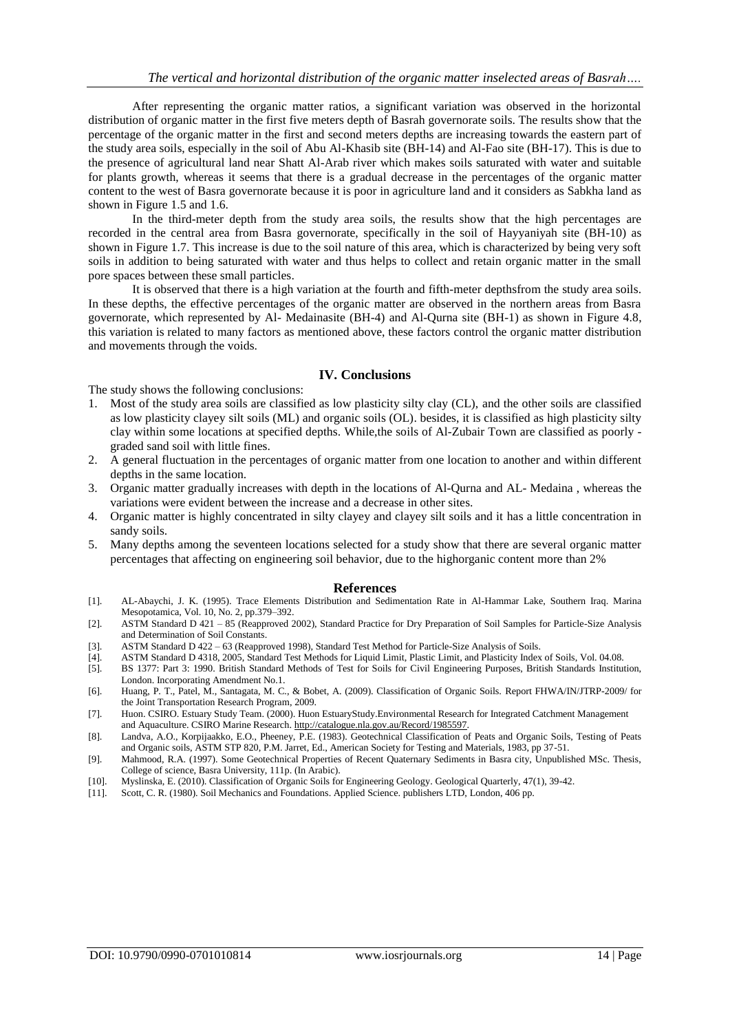After representing the organic matter ratios, a significant variation was observed in the horizontal distribution of organic matter in the first five meters depth of Basrah governorate soils. The results show that the percentage of the organic matter in the first and second meters depths are increasing towards the eastern part of the study area soils, especially in the soil of Abu Al-Khasib site (BH-14) and Al-Fao site (BH-17). This is due to the presence of agricultural land near Shatt Al-Arab river which makes soils saturated with water and suitable for plants growth, whereas it seems that there is a gradual decrease in the percentages of the organic matter content to the west of Basra governorate because it is poor in agriculture land and it considers as Sabkha land as shown in Figure 1.5 and 1.6.

In the third-meter depth from the study area soils, the results show that the high percentages are recorded in the central area from Basra governorate, specifically in the soil of Hayyaniyah site (BH-10) as shown in Figure 1.7. This increase is due to the soil nature of this area, which is characterized by being very soft soils in addition to being saturated with water and thus helps to collect and retain organic matter in the small pore spaces between these small particles.

It is observed that there is a high variation at the fourth and fifth-meter depthsfrom the study area soils. In these depths, the effective percentages of the organic matter are observed in the northern areas from Basra governorate, which represented by Al- Medainasite (BH-4) and Al-Qurna site (BH-1) as shown in Figure 4.8, this variation is related to many factors as mentioned above, these factors control the organic matter distribution and movements through the voids.

## IV. Conclusions

The study shows the following conclusions:

1. Most of the study area soils are classified as low plasticity silty clay (CL), and the other soils are classified as low plasticity clayey silt soils (ML) and organic soils (OL). besides, it is classified as high plasticity silty clay within some locations at specified depths. While,the soils of Al-Zubair Town are classified as poorly - graded sand soil with little fines.
2. A general fluctuation in the percentages of organic matter from one location to another and within different depths in the same location.
3. Organic matter gradually increases with depth in the locations of Al-Qurna and AL- Medaina , whereas the variations were evident between the increase and a decrease in other sites.
4. Organic matter is highly concentrated in silty clayey and clayey silt soils and it has a little concentration in sandy soils.
5. Many depths among the seventeen locations selected for a study show that there are several organic matter percentages that affecting on engineering soil behavior, due to the highorganic content more than 2%

## References

[1]. AL-Abaychi, J. K. (1995). Trace Elements Distribution and Sedimentation Rate in Al-Hammar Lake, Southern Iraq. Marina Mesopotamica, Vol. 10, No. 2, pp.379–392.

[2]. ASTM Standard D 421 – 85 (Reapproved 2002), Standard Practice for Dry Preparation of Soil Samples for Particle-Size Analysis and Determination of Soil Constants.

[3]. ASTM Standard D 422 – 63 (Reapproved 1998), Standard Test Method for Particle-Size Analysis of Soils.

[4]. ASTM Standard D 4318, 2005, Standard Test Methods for Liquid Limit, Plastic Limit, and Plasticity Index of Soils, Vol. 04.08.

[5]. BS 1377: Part 3: 1990. British Standard Methods of Test for Soils for Civil Engineering Purposes, British Standards Institution, London. Incorporating Amendment No.1.

[6]. Huang, P. T., Patel, M., Santagata, M. C., & Bobet, A. (2009). Classification of Organic Soils. Report FHWA/IN/JTRP-2009/ for the Joint Transportation Research Program, 2009.

[7]. Huon. CSIRO. Estuary Study Team. (2000). Huon EstuaryStudy.Environmental Research for Integrated Catchment Management and Aquaculture. CSIRO Marine Research. http://catalogue.nla.gov.au/Record/1985597.

[8]. Landva, A.O., Korpijaakko, E.O., Pheeney, P.E. (1983). Geotechnical Classification of Peats and Organic Soils, Testing of Peats and Organic soils, ASTM STP 820, P.M. Jarret, Ed., American Society for Testing and Materials, 1983, pp 37-51.

[9]. Mahmood, R.A. (1997). Some Geotechnical Properties of Recent Quaternary Sediments in Basra city, Unpublished MSc. Thesis, College of science, Basra University, 111p. (In Arabic).

[10]. Myslinska, E. (2010). Classification of Organic Soils for Engineering Geology. Geological Quarterly, 47(1), 39-42.

[11]. Scott, C. R. (1980). Soil Mechanics and Foundations. Applied Science. publishers LTD, London, 406 pp.